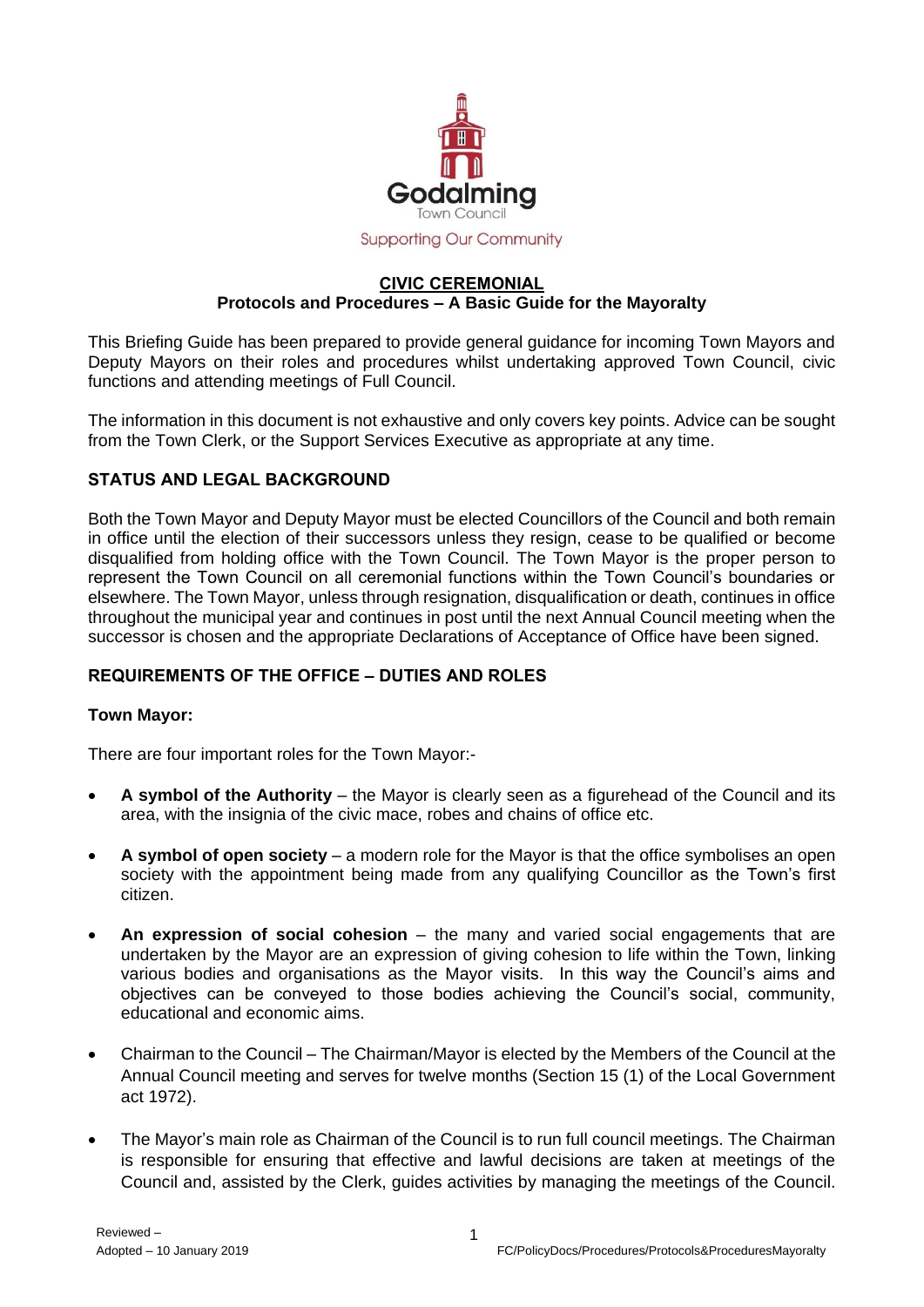Godalming Town Council

Supporting Our Community

# CIVIC CEREMONIAL

## Protocols and Procedures – A Basic Guide for the Mayoralty

This Briefing Guide has been prepared to provide general guidance for incoming Town Mayors and Deputy Mayors on their roles and procedures whilst undertaking approved Town Council, civic functions and attending meetings of Full Council.

The information in this document is not exhaustive and only covers key points. Advice can be sought from the Town Clerk, or the Support Services Executive as appropriate at any time.

### STATUS AND LEGAL BACKGROUND

Both the Town Mayor and Deputy Mayor must be elected Councillors of the Council and both remain in office until the election of their successors unless they resign, cease to be qualified or become disqualified from holding office with the Town Council. The Town Mayor is the proper person to represent the Town Council on all ceremonial functions within the Town Council's boundaries or elsewhere. The Town Mayor, unless through resignation, disqualification or death, continues in office throughout the municipal year and continues in post until the next Annual Council meeting when the successor is chosen and the appropriate Declarations of Acceptance of Office have been signed.

### REQUIREMENTS OF THE OFFICE – DUTIES AND ROLES

**Town Mayor:**

There are four important roles for the Town Mayor:-

- **A symbol of the Authority** – the Mayor is clearly seen as a figurehead of the Council and its area, with the insignia of the civic mace, robes and chains of office etc.
- **A symbol of open society** – a modern role for the Mayor is that the office symbolises an open society with the appointment being made from any qualifying Councillor as the Town's first citizen.
- **An expression of social cohesion** – the many and varied social engagements that are undertaken by the Mayor are an expression of giving cohesion to life within the Town, linking various bodies and organisations as the Mayor visits. In this way the Council's aims and objectives can be conveyed to those bodies achieving the Council's social, community, educational and economic aims.
- Chairman to the Council – The Chairman/Mayor is elected by the Members of the Council at the Annual Council meeting and serves for twelve months (Section 15 (1) of the Local Government act 1972).
- The Mayor's main role as Chairman of the Council is to run full council meetings. The Chairman is responsible for ensuring that effective and lawful decisions are taken at meetings of the Council and, assisted by the Clerk, guides activities by managing the meetings of the Council.

Reviewed –
Adopted – 10 January 2019

FC/PolicyDocs/Procedures/Protocols&ProceduresMayoralty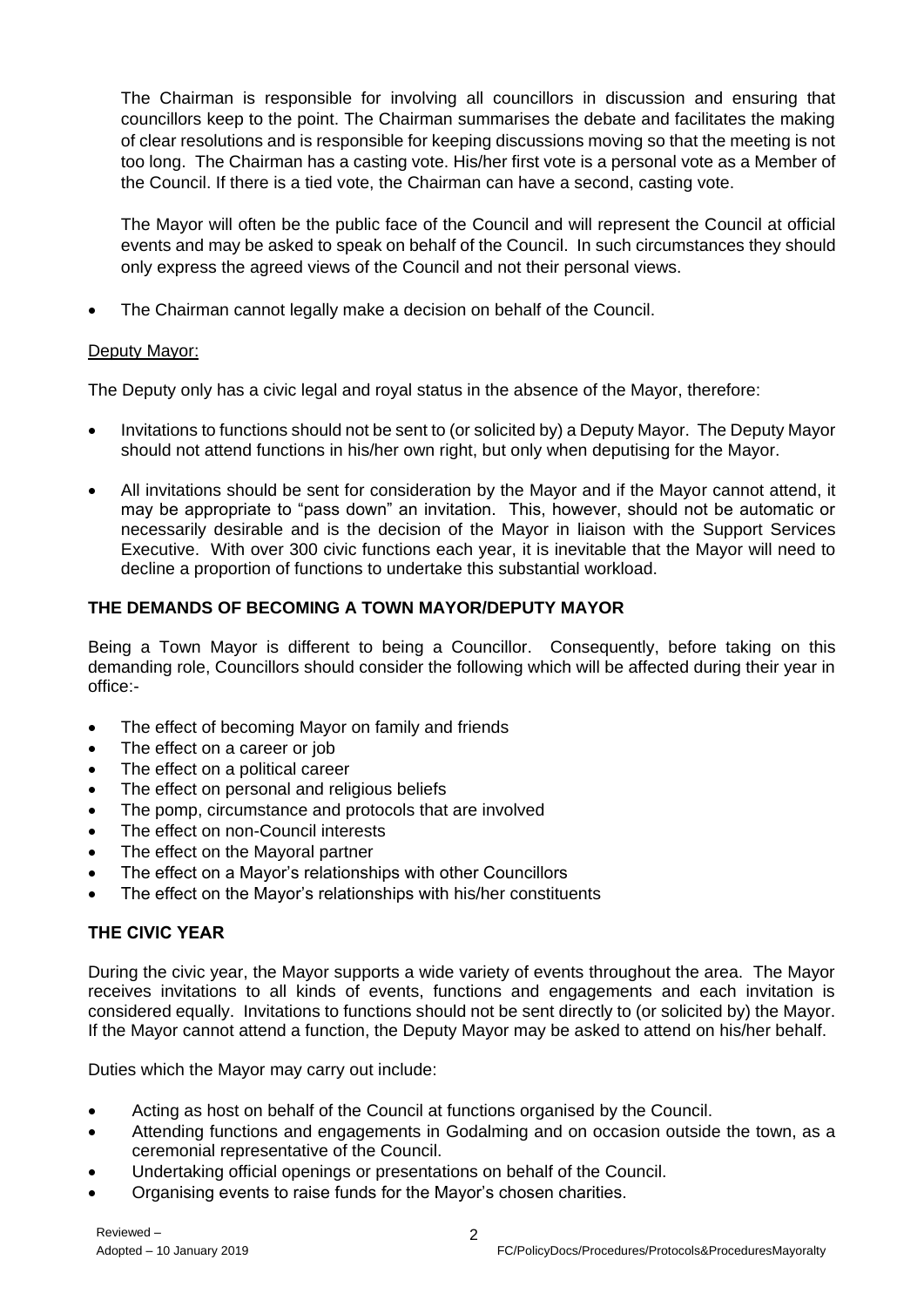The Chairman is responsible for involving all councillors in discussion and ensuring that councillors keep to the point. The Chairman summarises the debate and facilitates the making of clear resolutions and is responsible for keeping discussions moving so that the meeting is not too long. The Chairman has a casting vote. His/her first vote is a personal vote as a Member of the Council. If there is a tied vote, the Chairman can have a second, casting vote.

The Mayor will often be the public face of the Council and will represent the Council at official events and may be asked to speak on behalf of the Council. In such circumstances they should only express the agreed views of the Council and not their personal views.

- The Chairman cannot legally make a decision on behalf of the Council.

Deputy Mayor:

The Deputy only has a civic legal and royal status in the absence of the Mayor, therefore:

- Invitations to functions should not be sent to (or solicited by) a Deputy Mayor. The Deputy Mayor should not attend functions in his/her own right, but only when deputising for the Mayor.
- All invitations should be sent for consideration by the Mayor and if the Mayor cannot attend, it may be appropriate to "pass down" an invitation. This, however, should not be automatic or necessarily desirable and is the decision of the Mayor in liaison with the Support Services Executive. With over 300 civic functions each year, it is inevitable that the Mayor will need to decline a proportion of functions to undertake this substantial workload.

## THE DEMANDS OF BECOMING A TOWN MAYOR/DEPUTY MAYOR

Being a Town Mayor is different to being a Councillor. Consequently, before taking on this demanding role, Councillors should consider the following which will be affected during their year in office:-

- The effect of becoming Mayor on family and friends
- The effect on a career or job
- The effect on a political career
- The effect on personal and religious beliefs
- The pomp, circumstance and protocols that are involved
- The effect on non-Council interests
- The effect on the Mayoral partner
- The effect on a Mayor's relationships with other Councillors
- The effect on the Mayor's relationships with his/her constituents

## THE CIVIC YEAR

During the civic year, the Mayor supports a wide variety of events throughout the area. The Mayor receives invitations to all kinds of events, functions and engagements and each invitation is considered equally. Invitations to functions should not be sent directly to (or solicited by) the Mayor. If the Mayor cannot attend a function, the Deputy Mayor may be asked to attend on his/her behalf.

Duties which the Mayor may carry out include:

- Acting as host on behalf of the Council at functions organised by the Council.
- Attending functions and engagements in Godalming and on occasion outside the town, as a ceremonial representative of the Council.
- Undertaking official openings or presentations on behalf of the Council.
- Organising events to raise funds for the Mayor's chosen charities.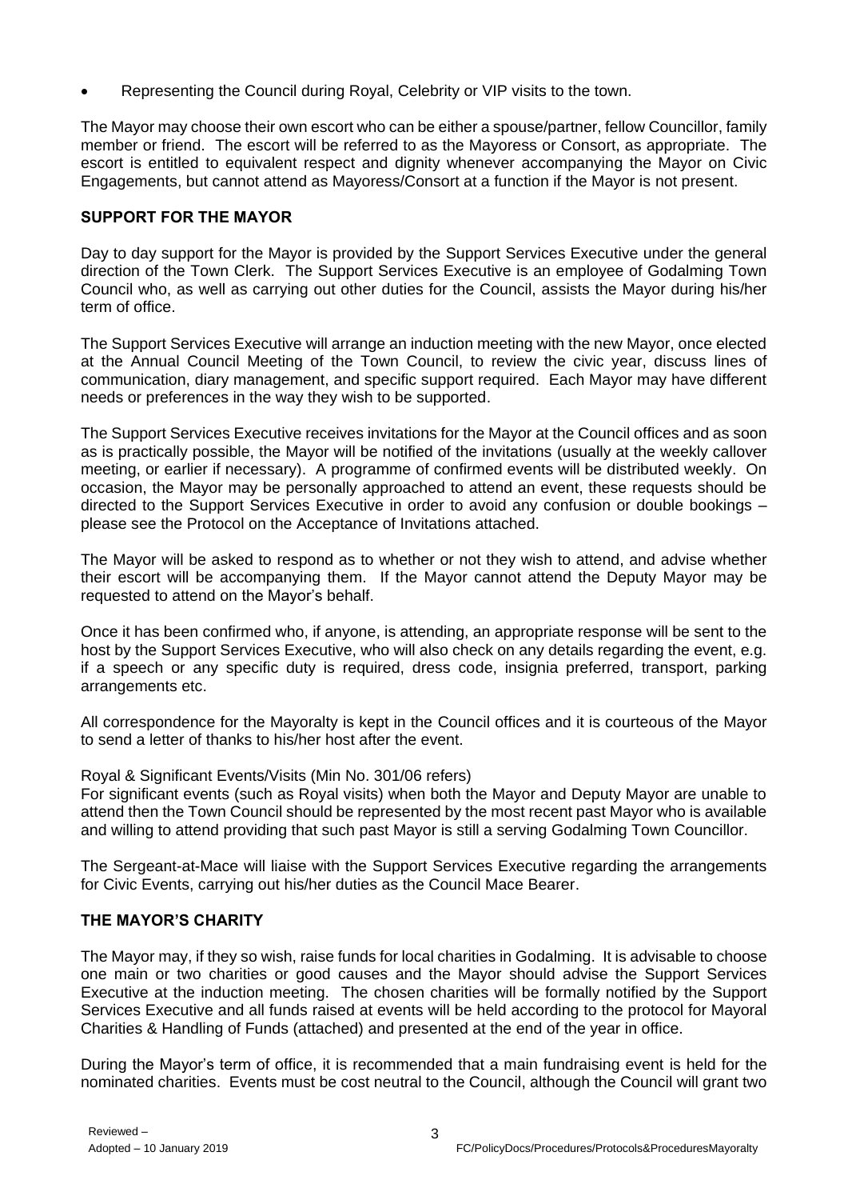- Representing the Council during Royal, Celebrity or VIP visits to the town.

The Mayor may choose their own escort who can be either a spouse/partner, fellow Councillor, family member or friend. The escort will be referred to as the Mayoress or Consort, as appropriate. The escort is entitled to equivalent respect and dignity whenever accompanying the Mayor on Civic Engagements, but cannot attend as Mayoress/Consort at a function if the Mayor is not present.

## SUPPORT FOR THE MAYOR

Day to day support for the Mayor is provided by the Support Services Executive under the general direction of the Town Clerk. The Support Services Executive is an employee of Godalming Town Council who, as well as carrying out other duties for the Council, assists the Mayor during his/her term of office.

The Support Services Executive will arrange an induction meeting with the new Mayor, once elected at the Annual Council Meeting of the Town Council, to review the civic year, discuss lines of communication, diary management, and specific support required. Each Mayor may have different needs or preferences in the way they wish to be supported.

The Support Services Executive receives invitations for the Mayor at the Council offices and as soon as is practically possible, the Mayor will be notified of the invitations (usually at the weekly callover meeting, or earlier if necessary). A programme of confirmed events will be distributed weekly. On occasion, the Mayor may be personally approached to attend an event, these requests should be directed to the Support Services Executive in order to avoid any confusion or double bookings – please see the Protocol on the Acceptance of Invitations attached.

The Mayor will be asked to respond as to whether or not they wish to attend, and advise whether their escort will be accompanying them. If the Mayor cannot attend the Deputy Mayor may be requested to attend on the Mayor's behalf.

Once it has been confirmed who, if anyone, is attending, an appropriate response will be sent to the host by the Support Services Executive, who will also check on any details regarding the event, e.g. if a speech or any specific duty is required, dress code, insignia preferred, transport, parking arrangements etc.

All correspondence for the Mayoralty is kept in the Council offices and it is courteous of the Mayor to send a letter of thanks to his/her host after the event.

Royal & Significant Events/Visits (Min No. 301/06 refers)
For significant events (such as Royal visits) when both the Mayor and Deputy Mayor are unable to attend then the Town Council should be represented by the most recent past Mayor who is available and willing to attend providing that such past Mayor is still a serving Godalming Town Councillor.

The Sergeant-at-Mace will liaise with the Support Services Executive regarding the arrangements for Civic Events, carrying out his/her duties as the Council Mace Bearer.

## THE MAYOR'S CHARITY

The Mayor may, if they so wish, raise funds for local charities in Godalming. It is advisable to choose one main or two charities or good causes and the Mayor should advise the Support Services Executive at the induction meeting. The chosen charities will be formally notified by the Support Services Executive and all funds raised at events will be held according to the protocol for Mayoral Charities & Handling of Funds (attached) and presented at the end of the year in office.

During the Mayor's term of office, it is recommended that a main fundraising event is held for the nominated charities. Events must be cost neutral to the Council, although the Council will grant two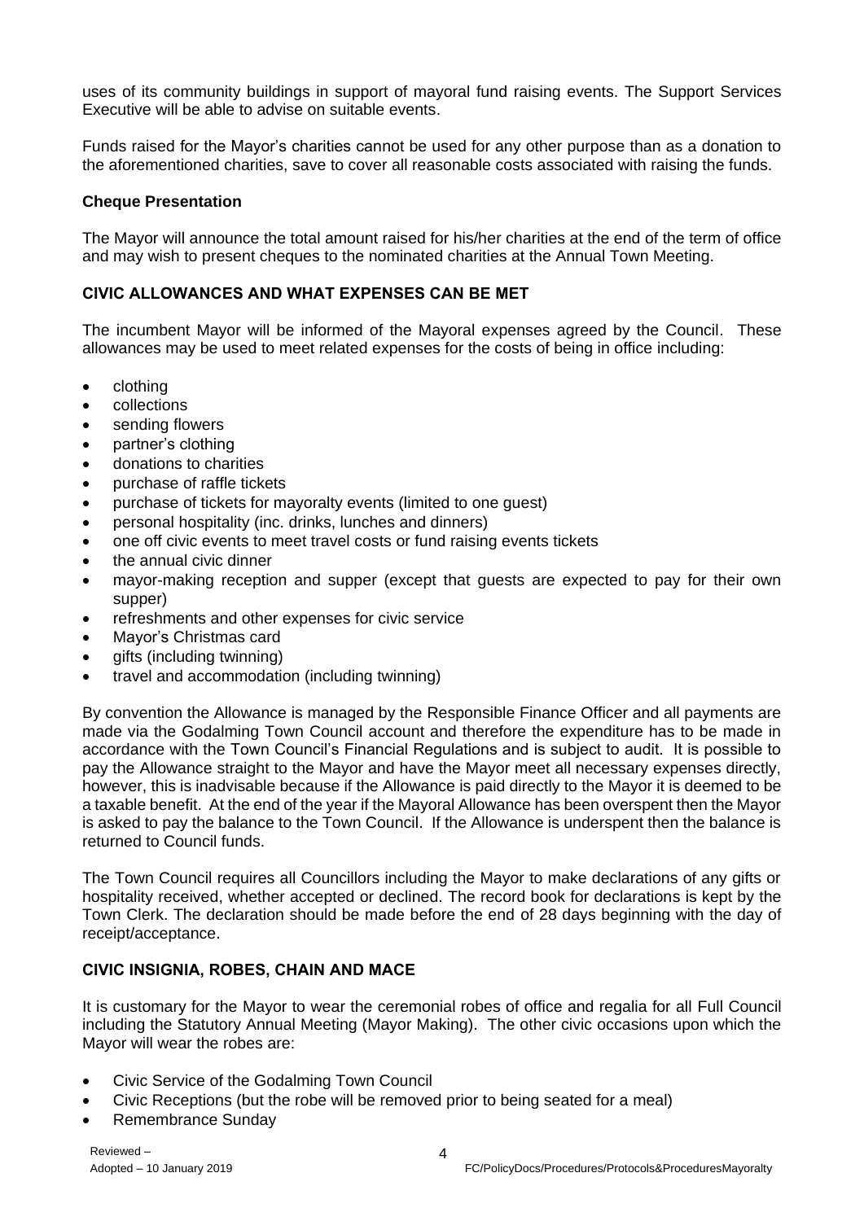uses of its community buildings in support of mayoral fund raising events. The Support Services Executive will be able to advise on suitable events.

Funds raised for the Mayor's charities cannot be used for any other purpose than as a donation to the aforementioned charities, save to cover all reasonable costs associated with raising the funds.

**Cheque Presentation**

The Mayor will announce the total amount raised for his/her charities at the end of the term of office and may wish to present cheques to the nominated charities at the Annual Town Meeting.

## CIVIC ALLOWANCES AND WHAT EXPENSES CAN BE MET

The incumbent Mayor will be informed of the Mayoral expenses agreed by the Council. These allowances may be used to meet related expenses for the costs of being in office including:

- clothing
- collections
- sending flowers
- partner's clothing
- donations to charities
- purchase of raffle tickets
- purchase of tickets for mayoralty events (limited to one guest)
- personal hospitality (inc. drinks, lunches and dinners)
- one off civic events to meet travel costs or fund raising events tickets
- the annual civic dinner
- mayor-making reception and supper (except that guests are expected to pay for their own supper)
- refreshments and other expenses for civic service
- Mayor's Christmas card
- gifts (including twinning)
- travel and accommodation (including twinning)

By convention the Allowance is managed by the Responsible Finance Officer and all payments are made via the Godalming Town Council account and therefore the expenditure has to be made in accordance with the Town Council's Financial Regulations and is subject to audit. It is possible to pay the Allowance straight to the Mayor and have the Mayor meet all necessary expenses directly, however, this is inadvisable because if the Allowance is paid directly to the Mayor it is deemed to be a taxable benefit. At the end of the year if the Mayoral Allowance has been overspent then the Mayor is asked to pay the balance to the Town Council. If the Allowance is underspent then the balance is returned to Council funds.

The Town Council requires all Councillors including the Mayor to make declarations of any gifts or hospitality received, whether accepted or declined. The record book for declarations is kept by the Town Clerk. The declaration should be made before the end of 28 days beginning with the day of receipt/acceptance.

## CIVIC INSIGNIA, ROBES, CHAIN AND MACE

It is customary for the Mayor to wear the ceremonial robes of office and regalia for all Full Council including the Statutory Annual Meeting (Mayor Making). The other civic occasions upon which the Mayor will wear the robes are:

- Civic Service of the Godalming Town Council
- Civic Receptions (but the robe will be removed prior to being seated for a meal)
- Remembrance Sunday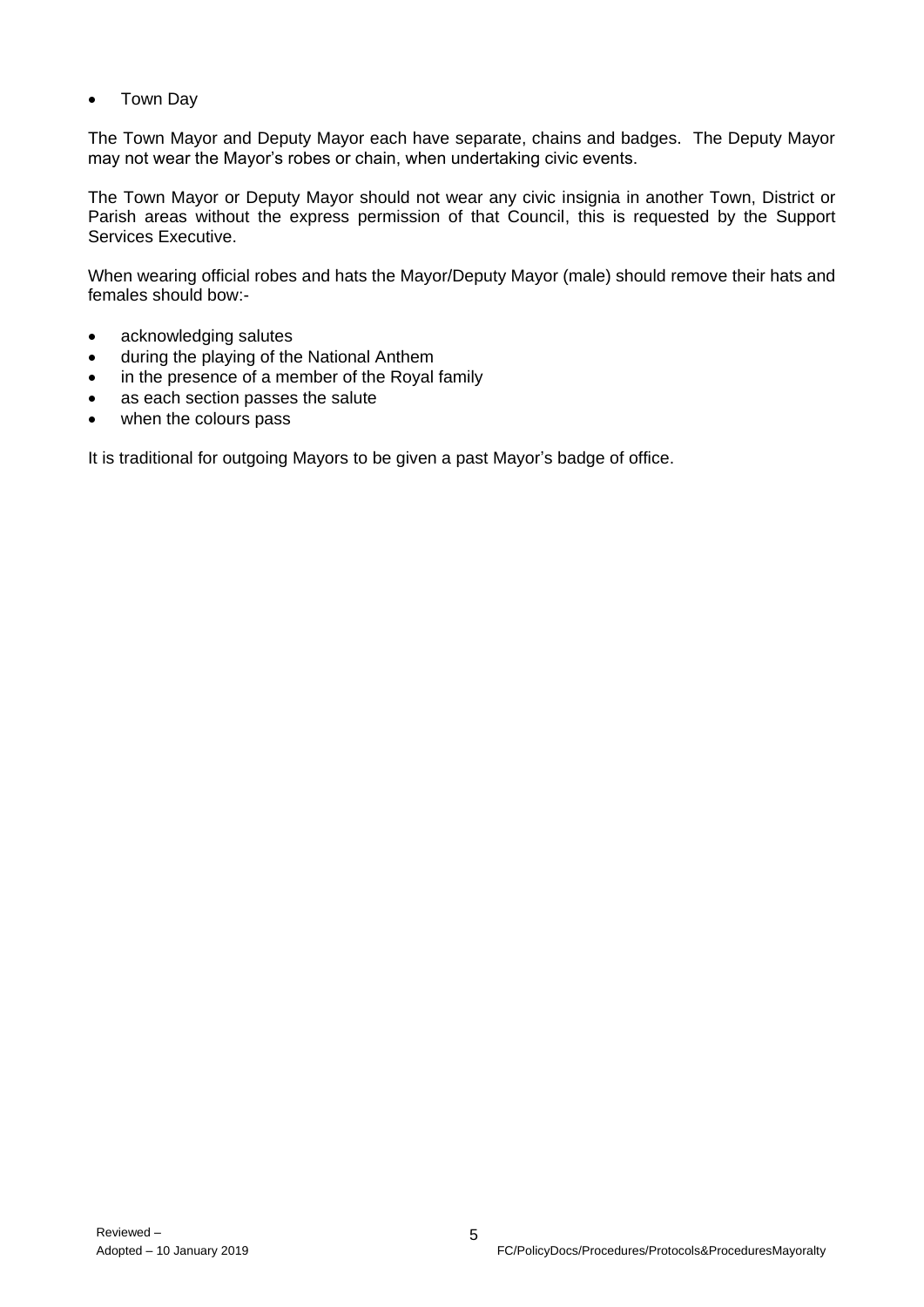- Town Day

The Town Mayor and Deputy Mayor each have separate, chains and badges. The Deputy Mayor may not wear the Mayor's robes or chain, when undertaking civic events.

The Town Mayor or Deputy Mayor should not wear any civic insignia in another Town, District or Parish areas without the express permission of that Council, this is requested by the Support Services Executive.

When wearing official robes and hats the Mayor/Deputy Mayor (male) should remove their hats and females should bow:-

- acknowledging salutes
- during the playing of the National Anthem
- in the presence of a member of the Royal family
- as each section passes the salute
- when the colours pass

It is traditional for outgoing Mayors to be given a past Mayor's badge of office.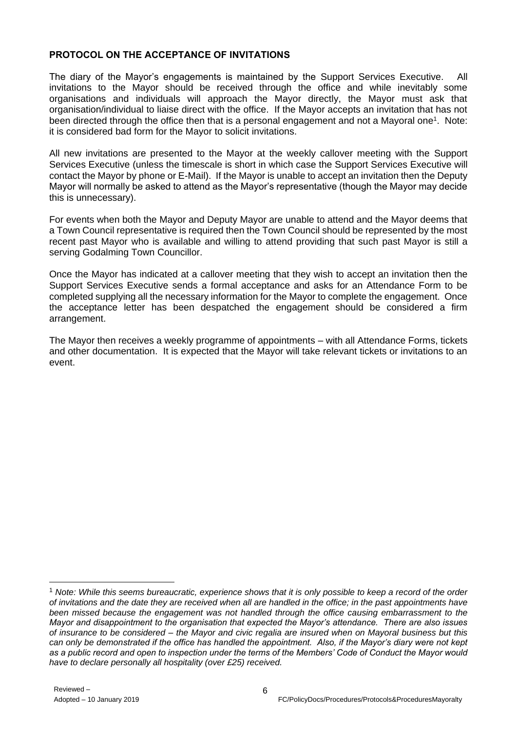## PROTOCOL ON THE ACCEPTANCE OF INVITATIONS

The diary of the Mayor's engagements is maintained by the Support Services Executive. All invitations to the Mayor should be received through the office and while inevitably some organisations and individuals will approach the Mayor directly, the Mayor must ask that organisation/individual to liaise direct with the office. If the Mayor accepts an invitation that has not been directed through the office then that is a personal engagement and not a Mayoral one[1]. Note: it is considered bad form for the Mayor to solicit invitations.

All new invitations are presented to the Mayor at the weekly callover meeting with the Support Services Executive (unless the timescale is short in which case the Support Services Executive will contact the Mayor by phone or E-Mail). If the Mayor is unable to accept an invitation then the Deputy Mayor will normally be asked to attend as the Mayor's representative (though the Mayor may decide this is unnecessary).

For events when both the Mayor and Deputy Mayor are unable to attend and the Mayor deems that a Town Council representative is required then the Town Council should be represented by the most recent past Mayor who is available and willing to attend providing that such past Mayor is still a serving Godalming Town Councillor.

Once the Mayor has indicated at a callover meeting that they wish to accept an invitation then the Support Services Executive sends a formal acceptance and asks for an Attendance Form to be completed supplying all the necessary information for the Mayor to complete the engagement. Once the acceptance letter has been despatched the engagement should be considered a firm arrangement.

The Mayor then receives a weekly programme of appointments – with all Attendance Forms, tickets and other documentation. It is expected that the Mayor will take relevant tickets or invitations to an event.

---

[1] *Note: While this seems bureaucratic, experience shows that it is only possible to keep a record of the order of invitations and the date they are received when all are handled in the office; in the past appointments have been missed because the engagement was not handled through the office causing embarrassment to the Mayor and disappointment to the organisation that expected the Mayor's attendance. There are also issues of insurance to be considered – the Mayor and civic regalia are insured when on Mayoral business but this can only be demonstrated if the office has handled the appointment. Also, if the Mayor's diary were not kept as a public record and open to inspection under the terms of the Members' Code of Conduct the Mayor would have to declare personally all hospitality (over £25) received.*

Reviewed –
Adopted – 10 January 2019 FC/PolicyDocs/Procedures/Protocols&ProceduresMayoralty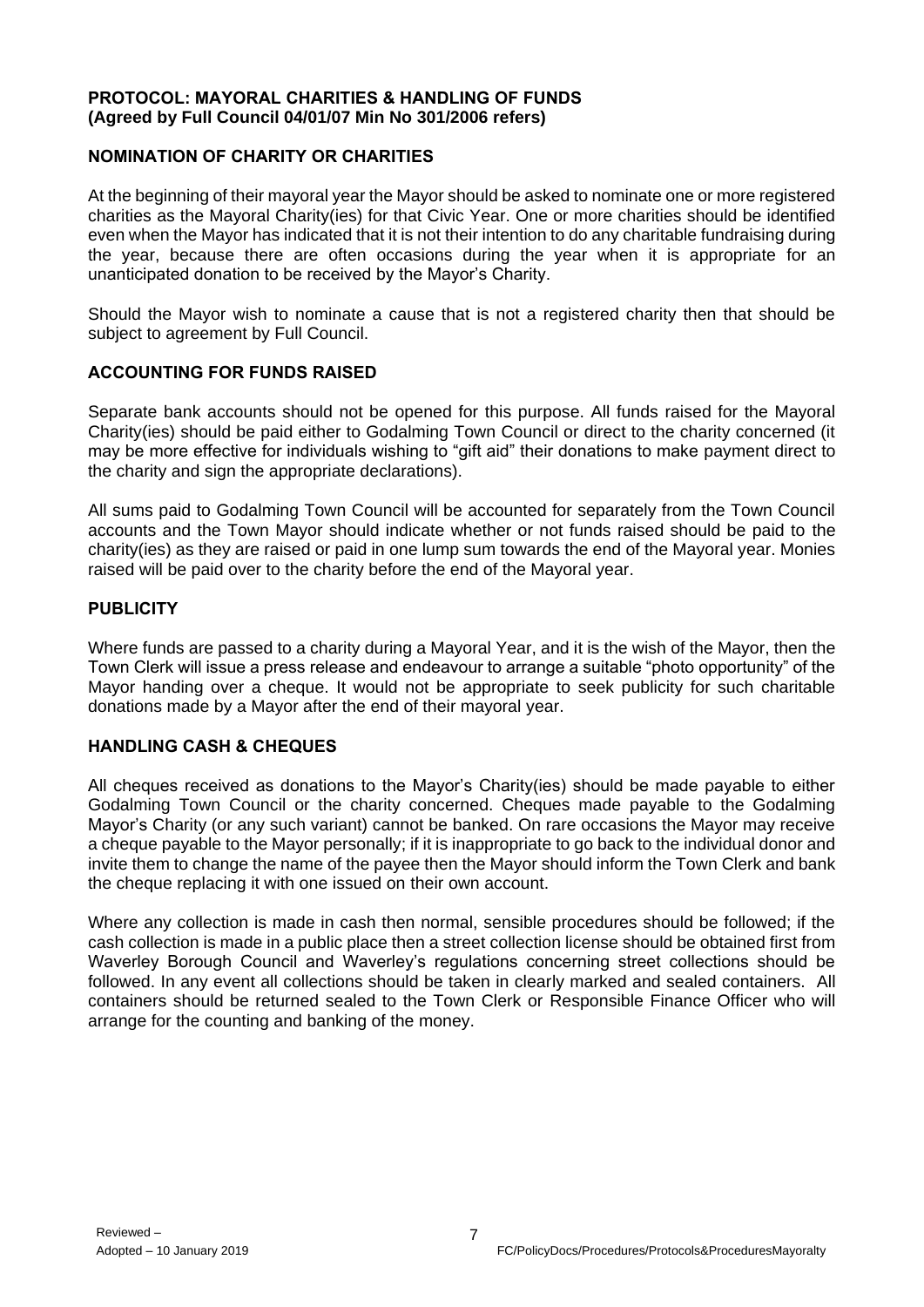**PROTOCOL: MAYORAL CHARITIES & HANDLING OF FUNDS**
**(Agreed by Full Council 04/01/07 Min No 301/2006 refers)**

## NOMINATION OF CHARITY OR CHARITIES

At the beginning of their mayoral year the Mayor should be asked to nominate one or more registered charities as the Mayoral Charity(ies) for that Civic Year. One or more charities should be identified even when the Mayor has indicated that it is not their intention to do any charitable fundraising during the year, because there are often occasions during the year when it is appropriate for an unanticipated donation to be received by the Mayor's Charity.

Should the Mayor wish to nominate a cause that is not a registered charity then that should be subject to agreement by Full Council.

## ACCOUNTING FOR FUNDS RAISED

Separate bank accounts should not be opened for this purpose. All funds raised for the Mayoral Charity(ies) should be paid either to Godalming Town Council or direct to the charity concerned (it may be more effective for individuals wishing to "gift aid" their donations to make payment direct to the charity and sign the appropriate declarations).

All sums paid to Godalming Town Council will be accounted for separately from the Town Council accounts and the Town Mayor should indicate whether or not funds raised should be paid to the charity(ies) as they are raised or paid in one lump sum towards the end of the Mayoral year. Monies raised will be paid over to the charity before the end of the Mayoral year.

## PUBLICITY

Where funds are passed to a charity during a Mayoral Year, and it is the wish of the Mayor, then the Town Clerk will issue a press release and endeavour to arrange a suitable "photo opportunity" of the Mayor handing over a cheque. It would not be appropriate to seek publicity for such charitable donations made by a Mayor after the end of their mayoral year.

## HANDLING CASH & CHEQUES

All cheques received as donations to the Mayor's Charity(ies) should be made payable to either Godalming Town Council or the charity concerned. Cheques made payable to the Godalming Mayor's Charity (or any such variant) cannot be banked. On rare occasions the Mayor may receive a cheque payable to the Mayor personally; if it is inappropriate to go back to the individual donor and invite them to change the name of the payee then the Mayor should inform the Town Clerk and bank the cheque replacing it with one issued on their own account.

Where any collection is made in cash then normal, sensible procedures should be followed; if the cash collection is made in a public place then a street collection license should be obtained first from Waverley Borough Council and Waverley's regulations concerning street collections should be followed. In any event all collections should be taken in clearly marked and sealed containers. All containers should be returned sealed to the Town Clerk or Responsible Finance Officer who will arrange for the counting and banking of the money.

Reviewed –
Adopted – 10 January 2019